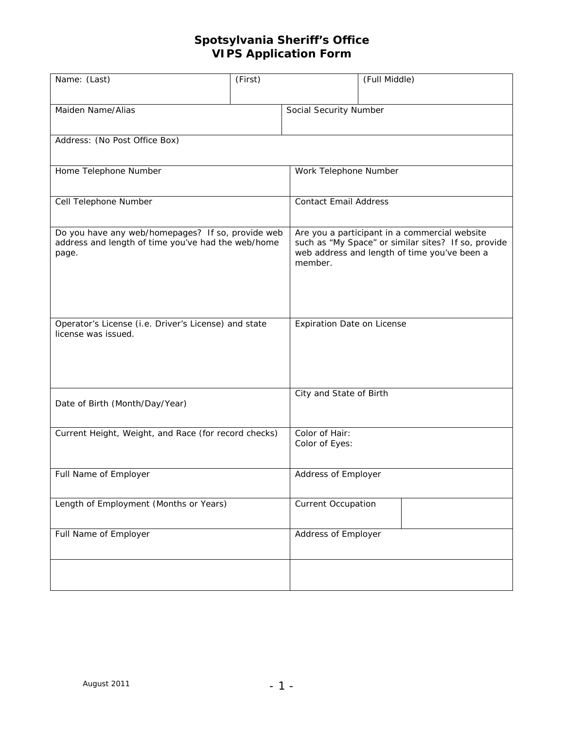# Spotsylvania Sheriff's Office
## VIPS Application Form

| Name: (Last) | (First) | (Full Middle) |
|---|---|---|
| Maiden Name/Alias | Social Security Number | |
| Address: (No Post Office Box) | | |

| | | |
|---|---|---|
| Home Telephone Number | Work Telephone Number | |
| Cell Telephone Number | Contact Email Address | |
| Do you have any web/homepages? If so, provide web address and length of time you've had the web/home page. | Are you a participant in a commercial website such as "My Space" or similar sites? If so, provide web address and length of time you've been a member. | |
| Operator's License (i.e. Driver's License) and state license was issued. | Expiration Date on License | |
| Date of Birth (Month/Day/Year) | City and State of Birth | |
| Current Height, Weight, and Race (for record checks) | Color of Hair:<br>Color of Eyes: | |
| Full Name of Employer | Address of Employer | |
| Length of Employment (Months or Years) | Current Occupation | |
| Full Name of Employer | Address of Employer | |
| | | |

August 2011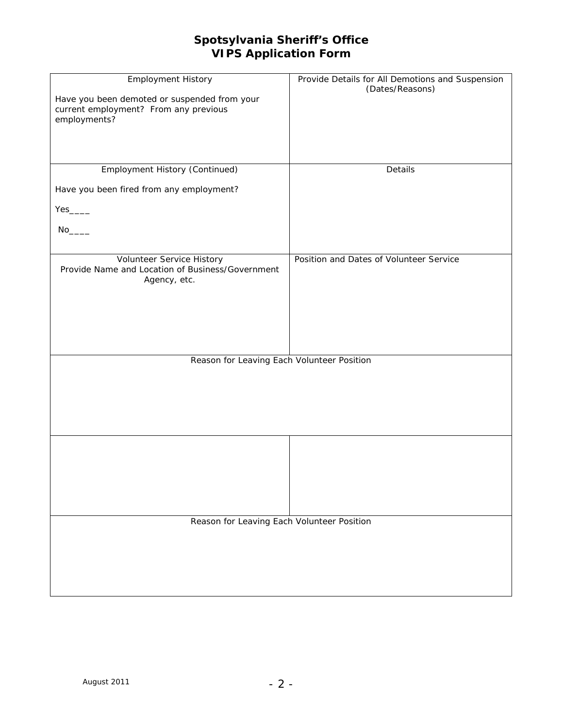## Spotsylvania Sheriff's Office
## VIPS Application Form

| Employment History<br><br>Have you been demoted or suspended from your current employment? From any previous employments? | Provide Details for All Demotions and Suspension (Dates/Reasons) |
|---|---|
| Employment History (Continued)<br><br>Have you been fired from any employment?<br><br>Yes____<br><br>No____ | Details |
| Volunteer Service History<br>Provide Name and Location of Business/Government Agency, etc. | Position and Dates of Volunteer Service |
| Reason for Leaving Each Volunteer Position | |
| | |
| Reason for Leaving Each Volunteer Position | |

August 2011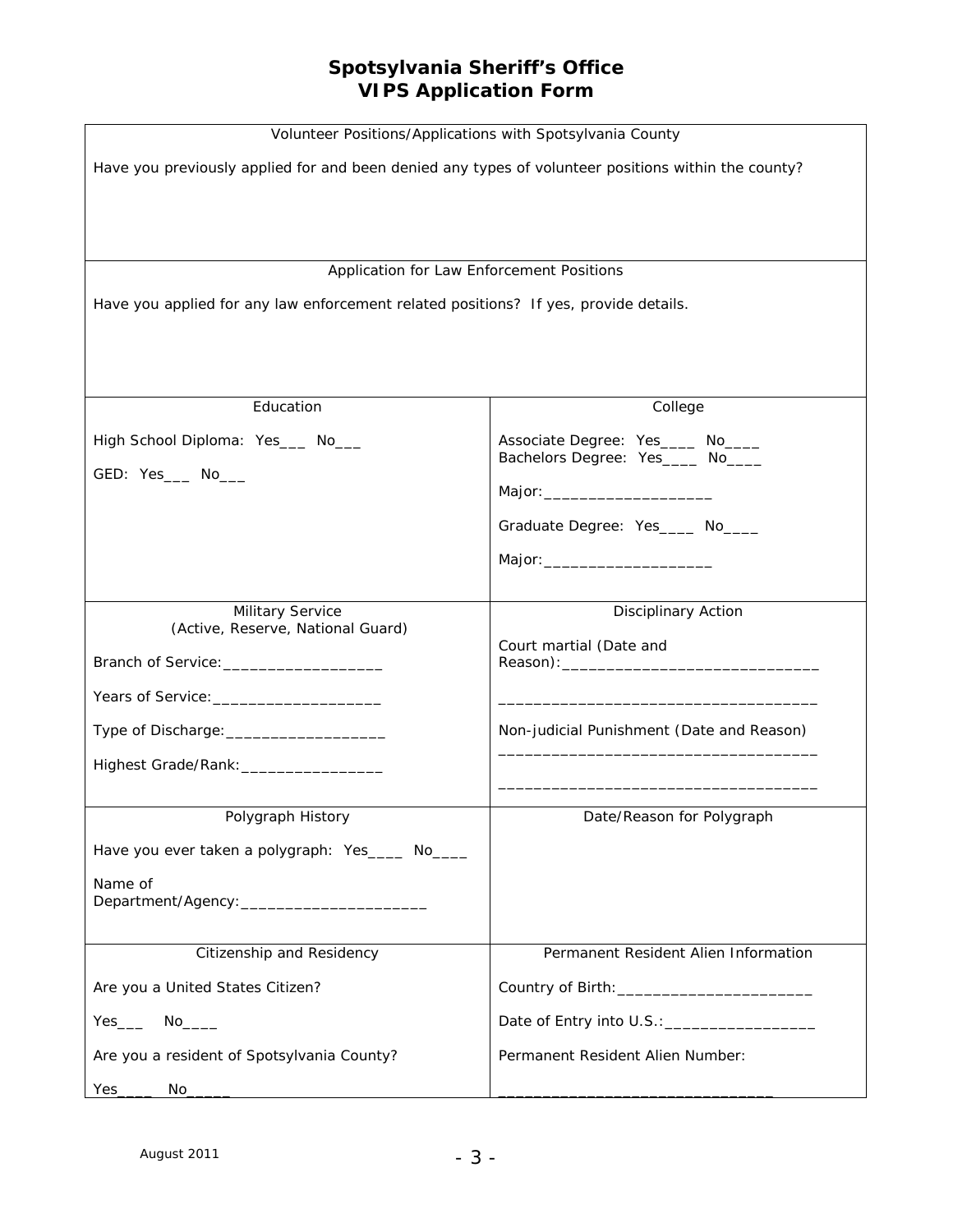# Spotsylvania Sheriff's Office
# VIPS Application Form

**Volunteer Positions/Applications with Spotsylvania County**

Have you previously applied for and been denied any types of volunteer positions within the county?

**Application for Law Enforcement Positions**

Have you applied for any law enforcement related positions? If yes, provide details.

| Education | College |
|---|---|
| High School Diploma: Yes___ No___<br><br>GED: Yes___ No___ | Associate Degree: Yes____ No____<br>Bachelors Degree: Yes____ No____<br><br>Major:___________________<br><br>Graduate Degree: Yes____ No____<br><br>Major:___________________ |

| Military Service (Active, Reserve, National Guard) | Disciplinary Action |
|---|---|
| Branch of Service:__________________<br><br>Years of Service:___________________<br><br>Type of Discharge:__________________<br><br>Highest Grade/Rank:________________ | Court martial (Date and Reason):_____________________________<br><br>___________________________________<br><br>Non-judicial Punishment (Date and Reason)<br>___________________________________<br><br>___________________________________ |

| Polygraph History | Date/Reason for Polygraph |
|---|---|
| Have you ever taken a polygraph: Yes____ No____<br><br>Name of Department/Agency:_____________________ | |

| Citizenship and Residency | Permanent Resident Alien Information |
|---|---|
| Are you a United States Citizen?<br><br>Yes___ No____<br><br>Are you a resident of Spotsylvania County?<br><br>Yes____ No_____ | Country of Birth:______________________<br><br>Date of Entry into U.S.:_________________<br><br>Permanent Resident Alien Number:<br><br>______________________________ |

August 2011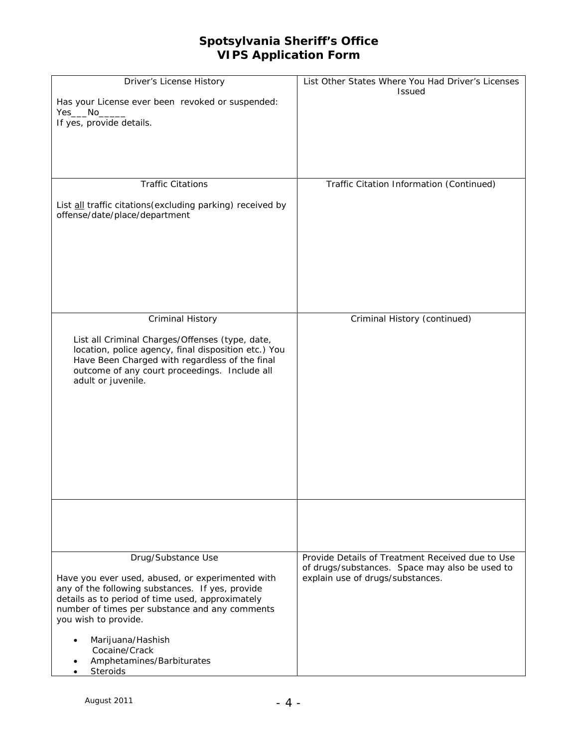# Spotsylvania Sheriff's Office
# VIPS Application Form

| Driver's License History<br><br>Has your License ever been revoked or suspended: Yes___No_____<br>If yes, provide details. | List Other States Where You Had Driver's Licenses Issued |
|---|---|
| Traffic Citations<br><br>List all traffic citations(excluding parking) received by offense/date/place/department | Traffic Citation Information (Continued) |
| Criminal History<br><br>List all Criminal Charges/Offenses (type, date, location, police agency, final disposition etc.) You Have Been Charged with regardless of the final outcome of any court proceedings. Include all adult or juvenile. | Criminal History (continued) |
| | |
| Drug/Substance Use<br><br>Have you ever used, abused, or experimented with any of the following substances. If yes, provide details as to period of time used, approximately number of times per substance and any comments you wish to provide.<br><br>• Marijuana/Hashish<br>Cocaine/Crack<br>• Amphetamines/Barbiturates<br>• Steroids | Provide Details of Treatment Received due to Use of drugs/substances. Space may also be used to explain use of drugs/substances. |

August 2011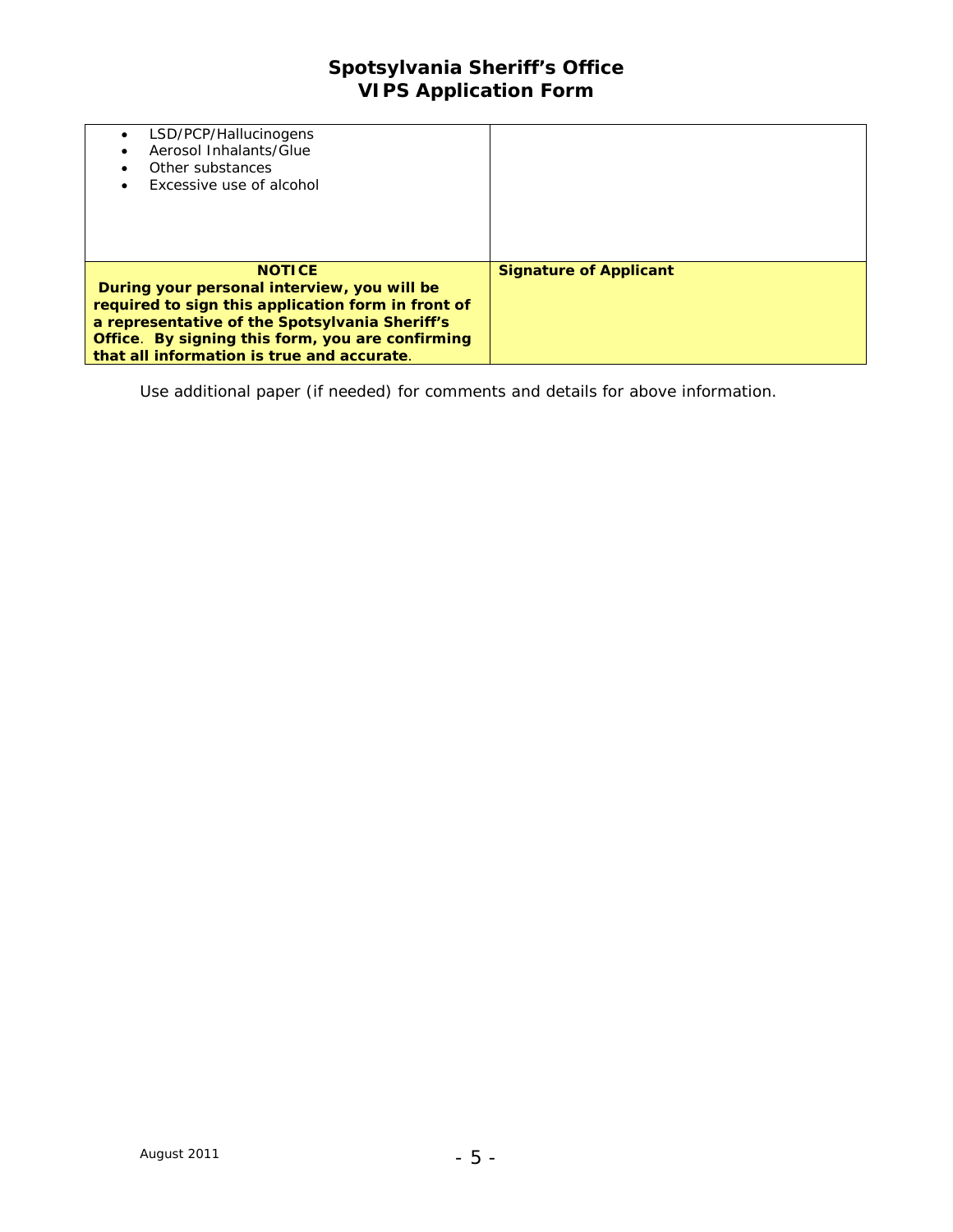| | |
|---|---|
| • LSD/PCP/Hallucinogens<br>• Aerosol Inhalants/Glue<br>• Other substances<br>• Excessive use of alcohol | |
| **NOTICE**<br>**During your personal interview, you will be required to sign this application form in front of a representative of the Spotsylvania Sheriff's Office. By signing this form, you are confirming that all information is true and accurate.** | **Signature of Applicant** |

Use additional paper (if needed) for comments and details for above information.

August 2011